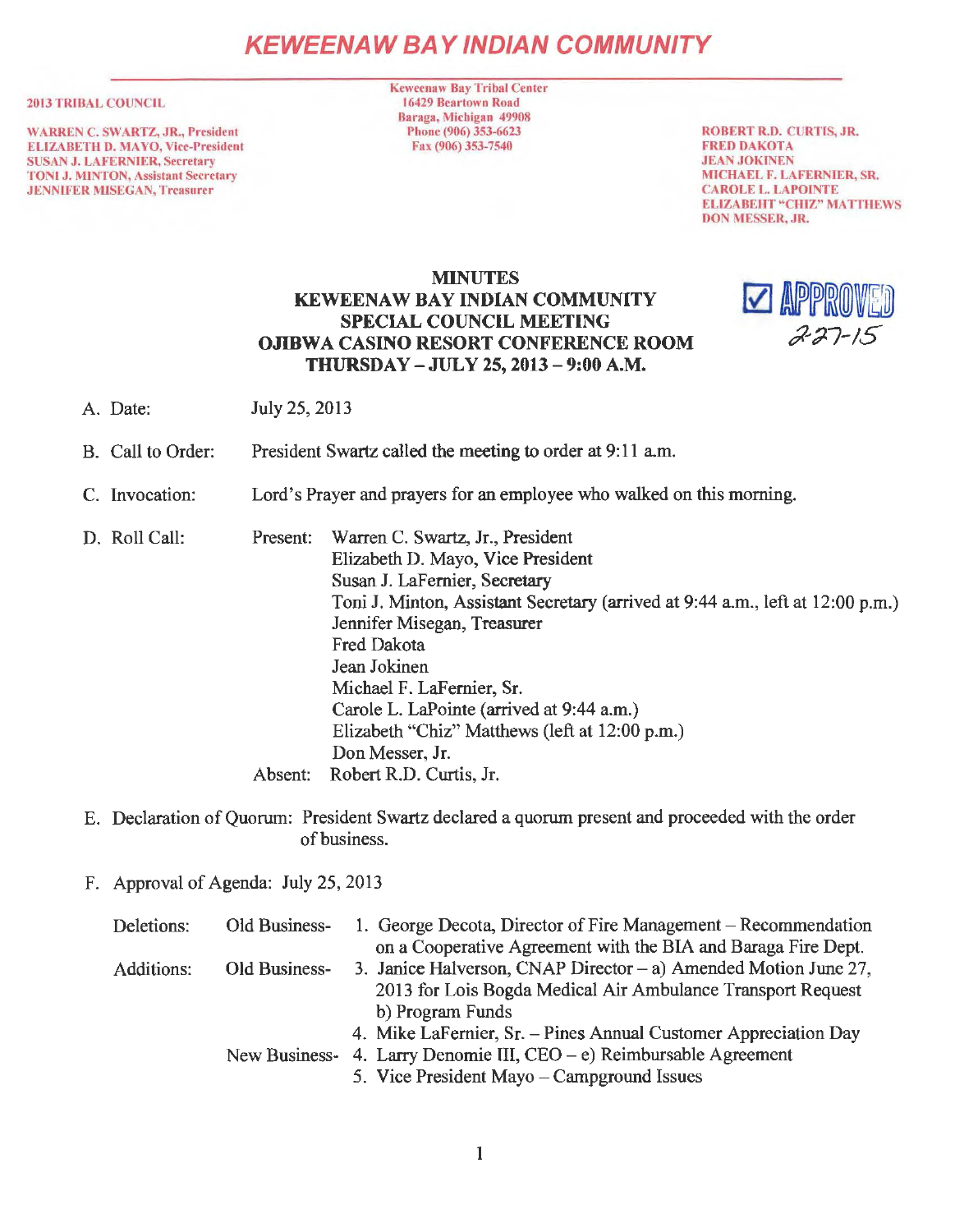# KEWEENAW BAY INDIAN COMMUNITY

**2013 TRIBAL COUNCIL**

WARREN C. SWARTZ, JR., President
ELIZABETH D. MAYO, Vice-President
SUSAN J. LAFERNIER, Secretary
TONI J. MINTON, Assistant Secretary
JENNIFER MISEGAN, Treasurer

Keweenaw Bay Tribal Center
16429 Beartown Road
Baraga, Michigan 49908
Phone (906) 353-6623
Fax (906) 353-7540

ROBERT R.D. CURTIS, JR.
FRED DAKOTA
JEAN JOKINEN
MICHAEL F. LAFERNIER, SR.
CAROLE L. LAPOINTE
ELIZABEHT "CHIZ" MATTHEWS
DON MESSER, JR.

## MINUTES
## KEWEENAW BAY INDIAN COMMUNITY
## SPECIAL COUNCIL MEETING
## OJIBWA CASINO RESORT CONFERENCE ROOM
## THURSDAY – JULY 25, 2013 – 9:00 A.M.

☑ APPROVED 2-27-15

A. Date: July 25, 2013

B. Call to Order: President Swartz called the meeting to order at 9:11 a.m.

C. Invocation: Lord's Prayer and prayers for an employee who walked on this morning.

D. Roll Call:

Present:
- Warren C. Swartz, Jr., President
- Elizabeth D. Mayo, Vice President
- Susan J. LaFernier, Secretary
- Toni J. Minton, Assistant Secretary (arrived at 9:44 a.m., left at 12:00 p.m.)
- Jennifer Misegan, Treasurer
- Fred Dakota
- Jean Jokinen
- Michael F. LaFernier, Sr.
- Carole L. LaPointe (arrived at 9:44 a.m.)
- Elizabeth "Chiz" Matthews (left at 12:00 p.m.)
- Don Messer, Jr.

Absent: Robert R.D. Curtis, Jr.

E. Declaration of Quorum: President Swartz declared a quorum present and proceeded with the order of business.

F. Approval of Agenda: July 25, 2013

Deletions: Old Business-
1. George Decota, Director of Fire Management – Recommendation on a Cooperative Agreement with the BIA and Baraga Fire Dept.

Additions: Old Business-
3. Janice Halverson, CNAP Director – a) Amended Motion June 27, 2013 for Lois Bogda Medical Air Ambulance Transport Request b) Program Funds
4. Mike LaFernier, Sr. – Pines Annual Customer Appreciation Day

New Business-
4. Larry Denomie III, CEO – e) Reimbursable Agreement
5. Vice President Mayo – Campground Issues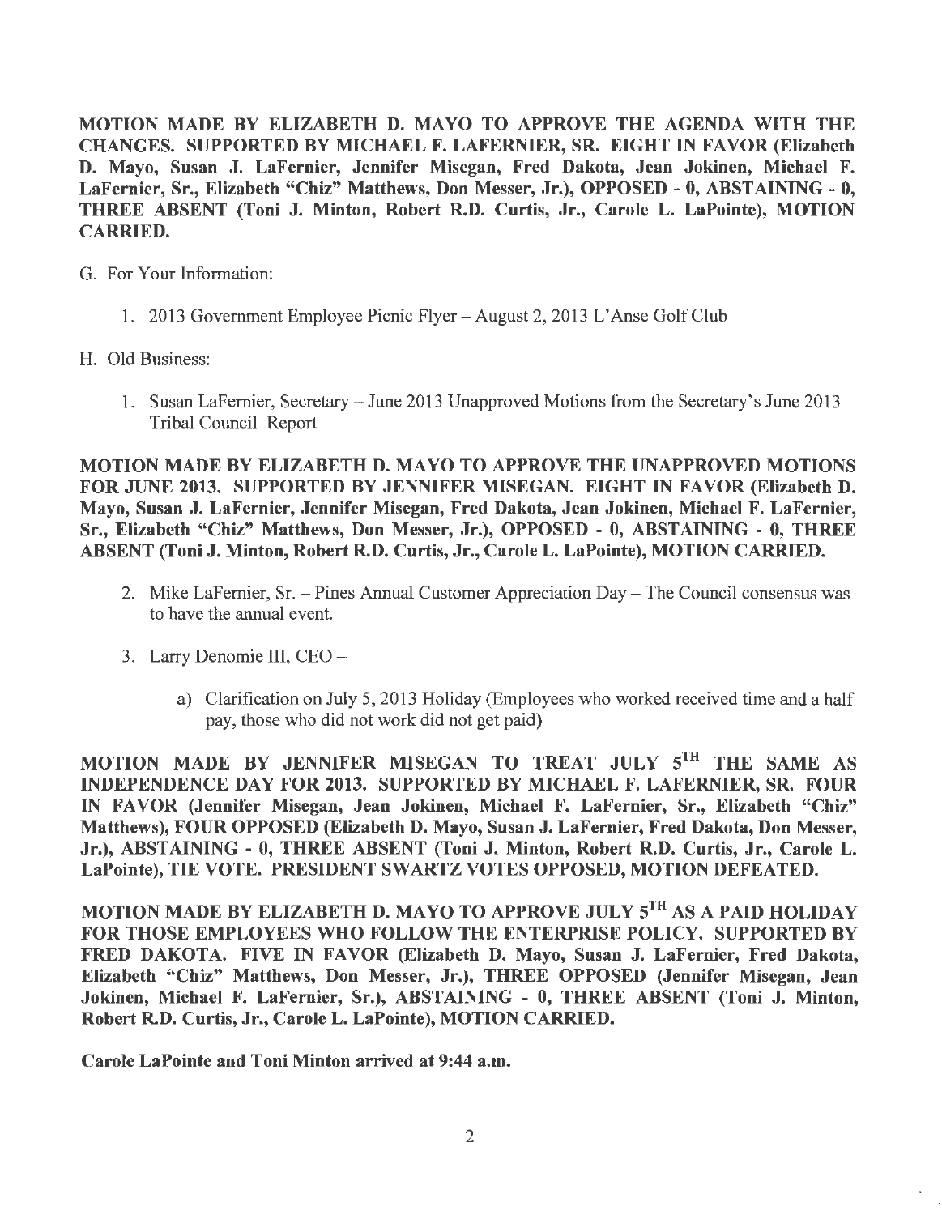**MOTION MADE BY ELIZABETH D. MAYO TO APPROVE THE AGENDA WITH THE CHANGES. SUPPORTED BY MICHAEL F. LAFERNIER, SR. EIGHT IN FAVOR (Elizabeth D. Mayo, Susan J. LaFernier, Jennifer Misegan, Fred Dakota, Jean Jokinen, Michael F. LaFernier, Sr., Elizabeth "Chiz" Matthews, Don Messer, Jr.), OPPOSED - 0, ABSTAINING - 0, THREE ABSENT (Toni J. Minton, Robert R.D. Curtis, Jr., Carole L. LaPointe), MOTION CARRIED.**

G. For Your Information:

1. 2013 Government Employee Picnic Flyer – August 2, 2013 L'Anse Golf Club

H. Old Business:

1. Susan LaFernier, Secretary – June 2013 Unapproved Motions from the Secretary's June 2013 Tribal Council Report

**MOTION MADE BY ELIZABETH D. MAYO TO APPROVE THE UNAPPROVED MOTIONS FOR JUNE 2013. SUPPORTED BY JENNIFER MISEGAN. EIGHT IN FAVOR (Elizabeth D. Mayo, Susan J. LaFernier, Jennifer Misegan, Fred Dakota, Jean Jokinen, Michael F. LaFernier, Sr., Elizabeth "Chiz" Matthews, Don Messer, Jr.), OPPOSED - 0, ABSTAINING - 0, THREE ABSENT (Toni J. Minton, Robert R.D. Curtis, Jr., Carole L. LaPointe), MOTION CARRIED.**

2. Mike LaFernier, Sr. – Pines Annual Customer Appreciation Day – The Council consensus was to have the annual event.

3. Larry Denomie III, CEO –

   a) Clarification on July 5, 2013 Holiday (Employees who worked received time and a half pay, those who did not work did not get paid)

**MOTION MADE BY JENNIFER MISEGAN TO TREAT JULY 5TH THE SAME AS INDEPENDENCE DAY FOR 2013. SUPPORTED BY MICHAEL F. LAFERNIER, SR. FOUR IN FAVOR (Jennifer Misegan, Jean Jokinen, Michael F. LaFernier, Sr., Elizabeth "Chiz" Matthews), FOUR OPPOSED (Elizabeth D. Mayo, Susan J. LaFernier, Fred Dakota, Don Messer, Jr.), ABSTAINING - 0, THREE ABSENT (Toni J. Minton, Robert R.D. Curtis, Jr., Carole L. LaPointe), TIE VOTE. PRESIDENT SWARTZ VOTES OPPOSED, MOTION DEFEATED.**

**MOTION MADE BY ELIZABETH D. MAYO TO APPROVE JULY 5TH AS A PAID HOLIDAY FOR THOSE EMPLOYEES WHO FOLLOW THE ENTERPRISE POLICY. SUPPORTED BY FRED DAKOTA. FIVE IN FAVOR (Elizabeth D. Mayo, Susan J. LaFernier, Fred Dakota, Elizabeth "Chiz" Matthews, Don Messer, Jr.), THREE OPPOSED (Jennifer Misegan, Jean Jokinen, Michael F. LaFernier, Sr.), ABSTAINING - 0, THREE ABSENT (Toni J. Minton, Robert R.D. Curtis, Jr., Carole L. LaPointe), MOTION CARRIED.**

**Carole LaPointe and Toni Minton arrived at 9:44 a.m.**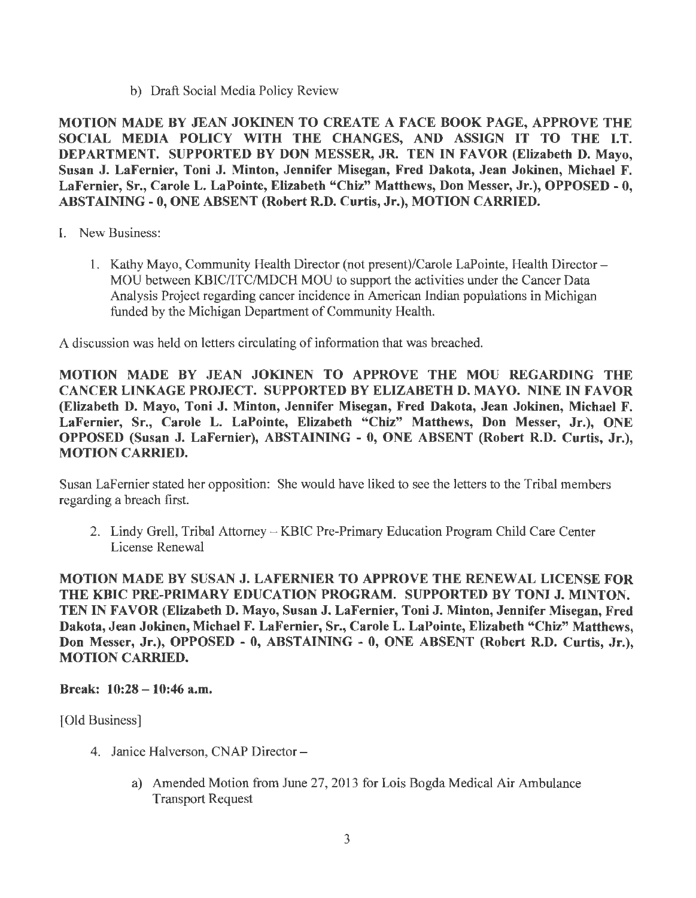b) Draft Social Media Policy Review

**MOTION MADE BY JEAN JOKINEN TO CREATE A FACE BOOK PAGE, APPROVE THE SOCIAL MEDIA POLICY WITH THE CHANGES, AND ASSIGN IT TO THE I.T. DEPARTMENT. SUPPORTED BY DON MESSER, JR. TEN IN FAVOR (Elizabeth D. Mayo, Susan J. LaFernier, Toni J. Minton, Jennifer Misegan, Fred Dakota, Jean Jokinen, Michael F. LaFernier, Sr., Carole L. LaPointe, Elizabeth "Chiz" Matthews, Don Messer, Jr.), OPPOSED - 0, ABSTAINING - 0, ONE ABSENT (Robert R.D. Curtis, Jr.), MOTION CARRIED.**

I. New Business:

1. Kathy Mayo, Community Health Director (not present)/Carole LaPointe, Health Director – MOU between KBIC/ITC/MDCH MOU to support the activities under the Cancer Data Analysis Project regarding cancer incidence in American Indian populations in Michigan funded by the Michigan Department of Community Health.

A discussion was held on letters circulating of information that was breached.

**MOTION MADE BY JEAN JOKINEN TO APPROVE THE MOU REGARDING THE CANCER LINKAGE PROJECT. SUPPORTED BY ELIZABETH D. MAYO. NINE IN FAVOR (Elizabeth D. Mayo, Toni J. Minton, Jennifer Misegan, Fred Dakota, Jean Jokinen, Michael F. LaFernier, Sr., Carole L. LaPointe, Elizabeth "Chiz" Matthews, Don Messer, Jr.), ONE OPPOSED (Susan J. LaFernier), ABSTAINING - 0, ONE ABSENT (Robert R.D. Curtis, Jr.), MOTION CARRIED.**

Susan LaFernier stated her opposition: She would have liked to see the letters to the Tribal members regarding a breach first.

2. Lindy Grell, Tribal Attorney – KBIC Pre-Primary Education Program Child Care Center License Renewal

**MOTION MADE BY SUSAN J. LAFERNIER TO APPROVE THE RENEWAL LICENSE FOR THE KBIC PRE-PRIMARY EDUCATION PROGRAM. SUPPORTED BY TONI J. MINTON. TEN IN FAVOR (Elizabeth D. Mayo, Susan J. LaFernier, Toni J. Minton, Jennifer Misegan, Fred Dakota, Jean Jokinen, Michael F. LaFernier, Sr., Carole L. LaPointe, Elizabeth "Chiz" Matthews, Don Messer, Jr.), OPPOSED - 0, ABSTAINING - 0, ONE ABSENT (Robert R.D. Curtis, Jr.), MOTION CARRIED.**

**Break: 10:28 – 10:46 a.m.**

[Old Business]

4. Janice Halverson, CNAP Director –

   a) Amended Motion from June 27, 2013 for Lois Bogda Medical Air Ambulance Transport Request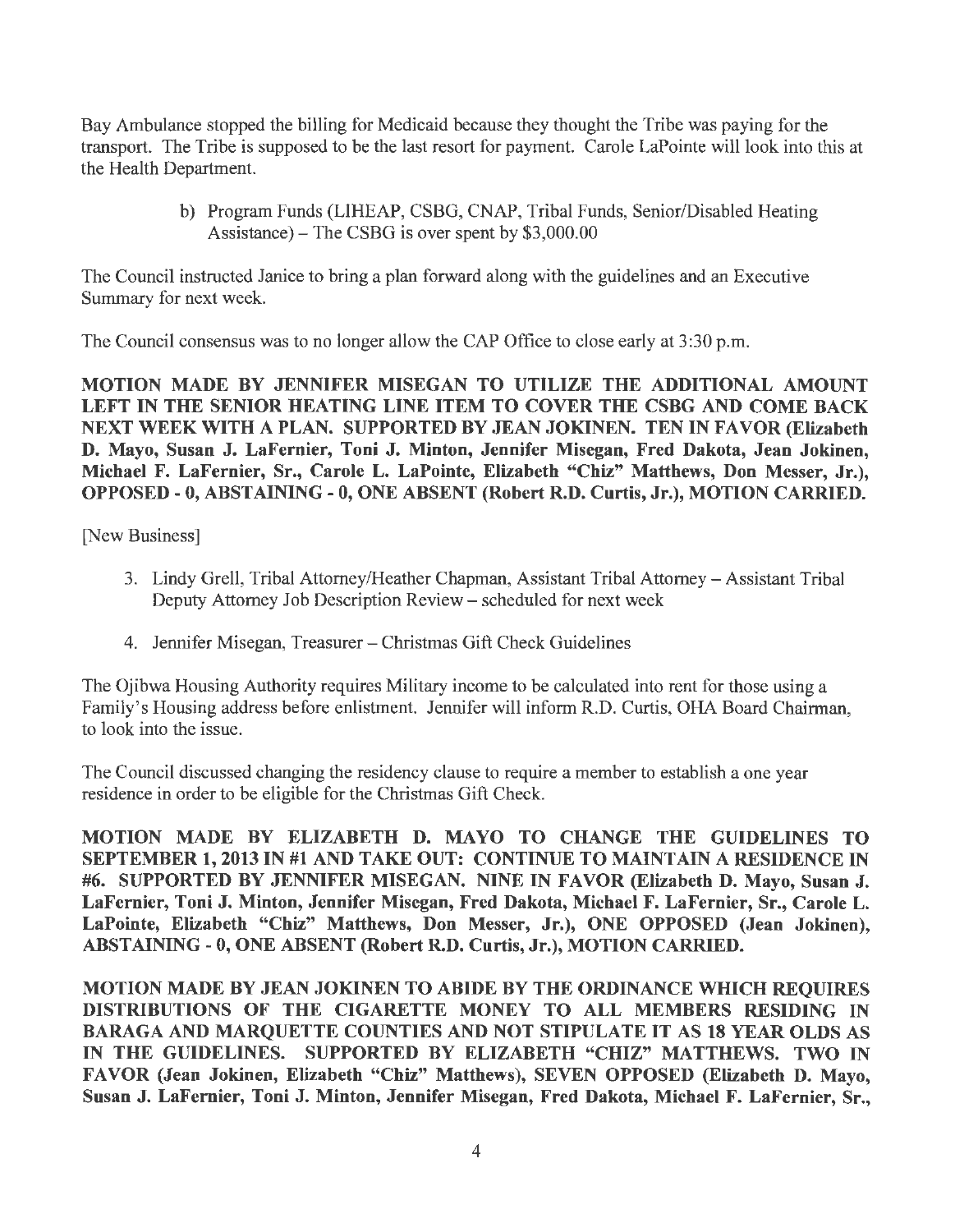Bay Ambulance stopped the billing for Medicaid because they thought the Tribe was paying for the transport. The Tribe is supposed to be the last resort for payment. Carole LaPointe will look into this at the Health Department.

b) Program Funds (LIHEAP, CSBG, CNAP, Tribal Funds, Senior/Disabled Heating Assistance) – The CSBG is over spent by $3,000.00

The Council instructed Janice to bring a plan forward along with the guidelines and an Executive Summary for next week.

The Council consensus was to no longer allow the CAP Office to close early at 3:30 p.m.

**MOTION MADE BY JENNIFER MISEGAN TO UTILIZE THE ADDITIONAL AMOUNT LEFT IN THE SENIOR HEATING LINE ITEM TO COVER THE CSBG AND COME BACK NEXT WEEK WITH A PLAN. SUPPORTED BY JEAN JOKINEN. TEN IN FAVOR (Elizabeth D. Mayo, Susan J. LaFernier, Toni J. Minton, Jennifer Misegan, Fred Dakota, Jean Jokinen, Michael F. LaFernier, Sr., Carole L. LaPointe, Elizabeth "Chiz" Matthews, Don Messer, Jr.), OPPOSED - 0, ABSTAINING - 0, ONE ABSENT (Robert R.D. Curtis, Jr.), MOTION CARRIED.**

[New Business]

3. Lindy Grell, Tribal Attorney/Heather Chapman, Assistant Tribal Attorney – Assistant Tribal Deputy Attorney Job Description Review – scheduled for next week

4. Jennifer Misegan, Treasurer – Christmas Gift Check Guidelines

The Ojibwa Housing Authority requires Military income to be calculated into rent for those using a Family's Housing address before enlistment. Jennifer will inform R.D. Curtis, OHA Board Chairman, to look into the issue.

The Council discussed changing the residency clause to require a member to establish a one year residence in order to be eligible for the Christmas Gift Check.

**MOTION MADE BY ELIZABETH D. MAYO TO CHANGE THE GUIDELINES TO SEPTEMBER 1, 2013 IN #1 AND TAKE OUT: CONTINUE TO MAINTAIN A RESIDENCE IN #6. SUPPORTED BY JENNIFER MISEGAN. NINE IN FAVOR (Elizabeth D. Mayo, Susan J. LaFernier, Toni J. Minton, Jennifer Misegan, Fred Dakota, Michael F. LaFernier, Sr., Carole L. LaPointe, Elizabeth "Chiz" Matthews, Don Messer, Jr.), ONE OPPOSED (Jean Jokinen), ABSTAINING - 0, ONE ABSENT (Robert R.D. Curtis, Jr.), MOTION CARRIED.**

**MOTION MADE BY JEAN JOKINEN TO ABIDE BY THE ORDINANCE WHICH REQUIRES DISTRIBUTIONS OF THE CIGARETTE MONEY TO ALL MEMBERS RESIDING IN BARAGA AND MARQUETTE COUNTIES AND NOT STIPULATE IT AS 18 YEAR OLDS AS IN THE GUIDELINES. SUPPORTED BY ELIZABETH "CHIZ" MATTHEWS. TWO IN FAVOR (Jean Jokinen, Elizabeth "Chiz" Matthews), SEVEN OPPOSED (Elizabeth D. Mayo, Susan J. LaFernier, Toni J. Minton, Jennifer Misegan, Fred Dakota, Michael F. LaFernier, Sr.,**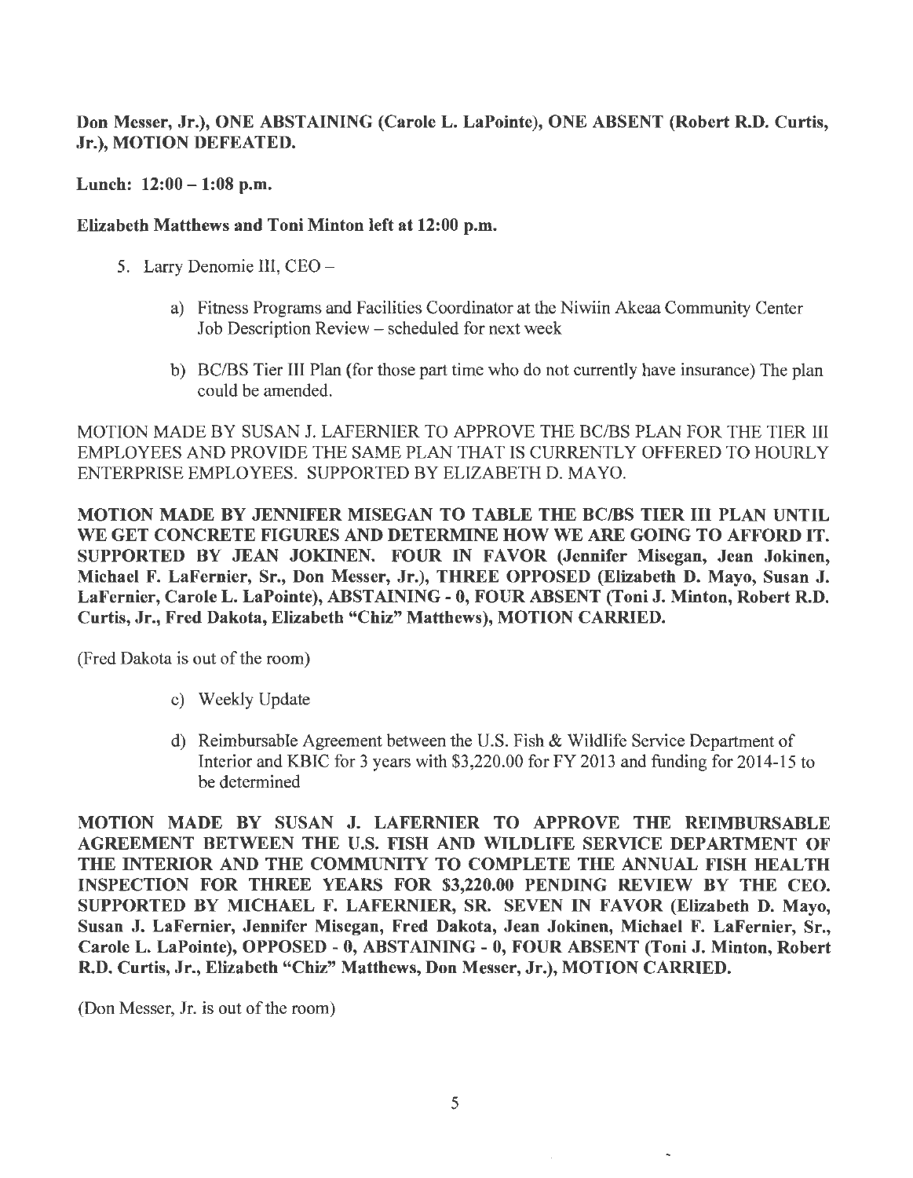**Don Messer, Jr.), ONE ABSTAINING (Carole L. LaPointe), ONE ABSENT (Robert R.D. Curtis, Jr.), MOTION DEFEATED.**

**Lunch: 12:00 – 1:08 p.m.**

**Elizabeth Matthews and Toni Minton left at 12:00 p.m.**

5. Larry Denomie III, CEO –

   a) Fitness Programs and Facilities Coordinator at the Niwiin Akeaa Community Center Job Description Review – scheduled for next week

   b) BC/BS Tier III Plan (for those part time who do not currently have insurance) The plan could be amended.

MOTION MADE BY SUSAN J. LAFERNIER TO APPROVE THE BC/BS PLAN FOR THE TIER III EMPLOYEES AND PROVIDE THE SAME PLAN THAT IS CURRENTLY OFFERED TO HOURLY ENTERPRISE EMPLOYEES. SUPPORTED BY ELIZABETH D. MAYO.

**MOTION MADE BY JENNIFER MISEGAN TO TABLE THE BC/BS TIER III PLAN UNTIL WE GET CONCRETE FIGURES AND DETERMINE HOW WE ARE GOING TO AFFORD IT. SUPPORTED BY JEAN JOKINEN. FOUR IN FAVOR (Jennifer Misegan, Jean Jokinen, Michael F. LaFernier, Sr., Don Messer, Jr.), THREE OPPOSED (Elizabeth D. Mayo, Susan J. LaFernier, Carole L. LaPointe), ABSTAINING - 0, FOUR ABSENT (Toni J. Minton, Robert R.D. Curtis, Jr., Fred Dakota, Elizabeth "Chiz" Matthews), MOTION CARRIED.**

(Fred Dakota is out of the room)

   c) Weekly Update

   d) Reimbursable Agreement between the U.S. Fish & Wildlife Service Department of Interior and KBIC for 3 years with $3,220.00 for FY 2013 and funding for 2014-15 to be determined

**MOTION MADE BY SUSAN J. LAFERNIER TO APPROVE THE REIMBURSABLE AGREEMENT BETWEEN THE U.S. FISH AND WILDLIFE SERVICE DEPARTMENT OF THE INTERIOR AND THE COMMUNITY TO COMPLETE THE ANNUAL FISH HEALTH INSPECTION FOR THREE YEARS FOR $3,220.00 PENDING REVIEW BY THE CEO. SUPPORTED BY MICHAEL F. LAFERNIER, SR. SEVEN IN FAVOR (Elizabeth D. Mayo, Susan J. LaFernier, Jennifer Misegan, Fred Dakota, Jean Jokinen, Michael F. LaFernier, Sr., Carole L. LaPointe), OPPOSED - 0, ABSTAINING - 0, FOUR ABSENT (Toni J. Minton, Robert R.D. Curtis, Jr., Elizabeth "Chiz" Matthews, Don Messer, Jr.), MOTION CARRIED.**

(Don Messer, Jr. is out of the room)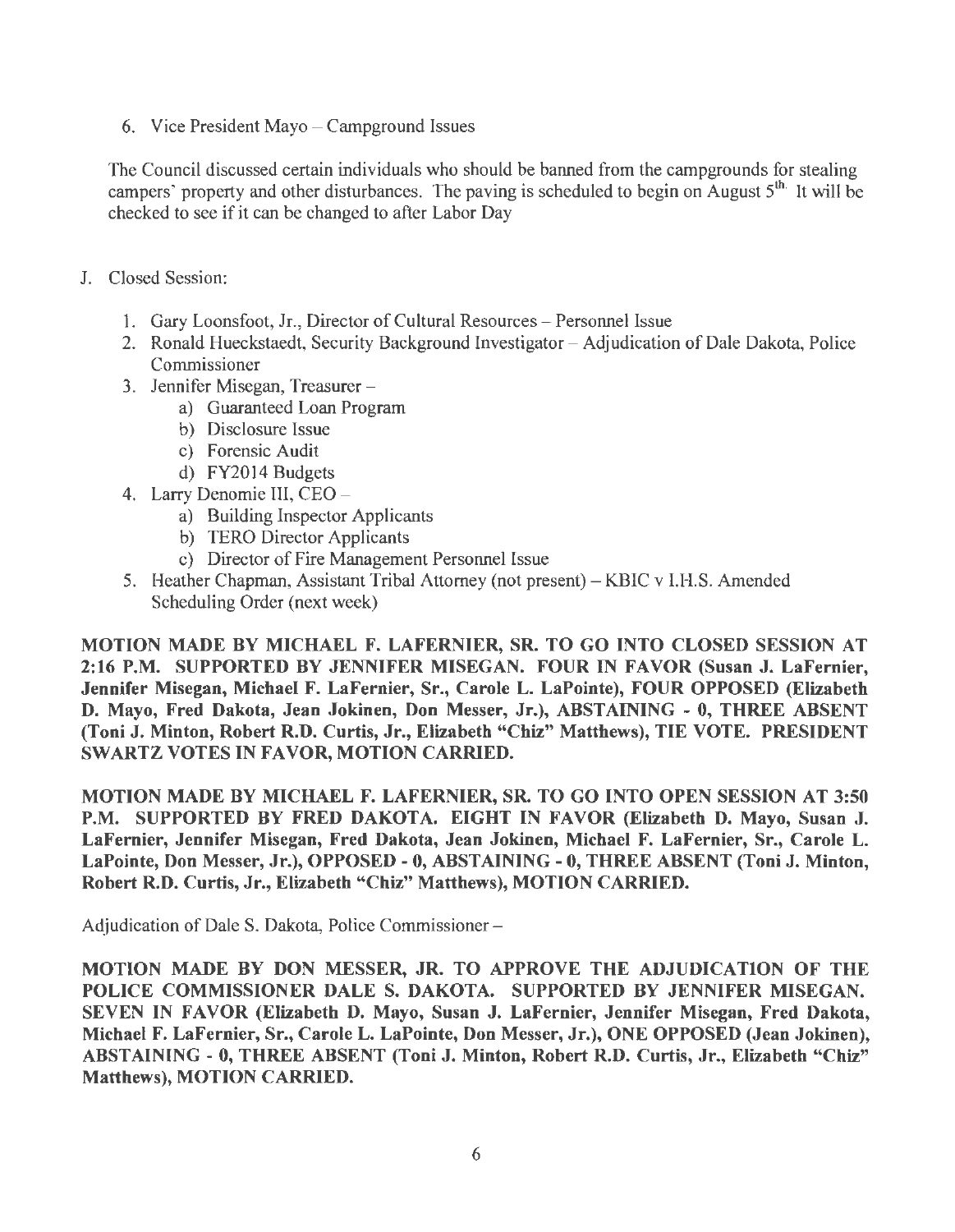6. Vice President Mayo – Campground Issues

The Council discussed certain individuals who should be banned from the campgrounds for stealing campers' property and other disturbances. The paving is scheduled to begin on August 5th. It will be checked to see if it can be changed to after Labor Day

J. Closed Session:

1. Gary Loonsfoot, Jr., Director of Cultural Resources – Personnel Issue
2. Ronald Hueckstaedt, Security Background Investigator – Adjudication of Dale Dakota, Police Commissioner
3. Jennifer Misegan, Treasurer –
   a) Guaranteed Loan Program
   b) Disclosure Issue
   c) Forensic Audit
   d) FY2014 Budgets
4. Larry Denomie III, CEO –
   a) Building Inspector Applicants
   b) TERO Director Applicants
   c) Director of Fire Management Personnel Issue
5. Heather Chapman, Assistant Tribal Attorney (not present) – KBIC v I.H.S. Amended Scheduling Order (next week)

**MOTION MADE BY MICHAEL F. LAFERNIER, SR. TO GO INTO CLOSED SESSION AT 2:16 P.M. SUPPORTED BY JENNIFER MISEGAN. FOUR IN FAVOR (Susan J. LaFernier, Jennifer Misegan, Michael F. LaFernier, Sr., Carole L. LaPointe), FOUR OPPOSED (Elizabeth D. Mayo, Fred Dakota, Jean Jokinen, Don Messer, Jr.), ABSTAINING - 0, THREE ABSENT (Toni J. Minton, Robert R.D. Curtis, Jr., Elizabeth "Chiz" Matthews), TIE VOTE. PRESIDENT SWARTZ VOTES IN FAVOR, MOTION CARRIED.**

**MOTION MADE BY MICHAEL F. LAFERNIER, SR. TO GO INTO OPEN SESSION AT 3:50 P.M. SUPPORTED BY FRED DAKOTA. EIGHT IN FAVOR (Elizabeth D. Mayo, Susan J. LaFernier, Jennifer Misegan, Fred Dakota, Jean Jokinen, Michael F. LaFernier, Sr., Carole L. LaPointe, Don Messer, Jr.), OPPOSED - 0, ABSTAINING - 0, THREE ABSENT (Toni J. Minton, Robert R.D. Curtis, Jr., Elizabeth "Chiz" Matthews), MOTION CARRIED.**

Adjudication of Dale S. Dakota, Police Commissioner –

**MOTION MADE BY DON MESSER, JR. TO APPROVE THE ADJUDICATION OF THE POLICE COMMISSIONER DALE S. DAKOTA. SUPPORTED BY JENNIFER MISEGAN. SEVEN IN FAVOR (Elizabeth D. Mayo, Susan J. LaFernier, Jennifer Misegan, Fred Dakota, Michael F. LaFernier, Sr., Carole L. LaPointe, Don Messer, Jr.), ONE OPPOSED (Jean Jokinen), ABSTAINING - 0, THREE ABSENT (Toni J. Minton, Robert R.D. Curtis, Jr., Elizabeth "Chiz" Matthews), MOTION CARRIED.**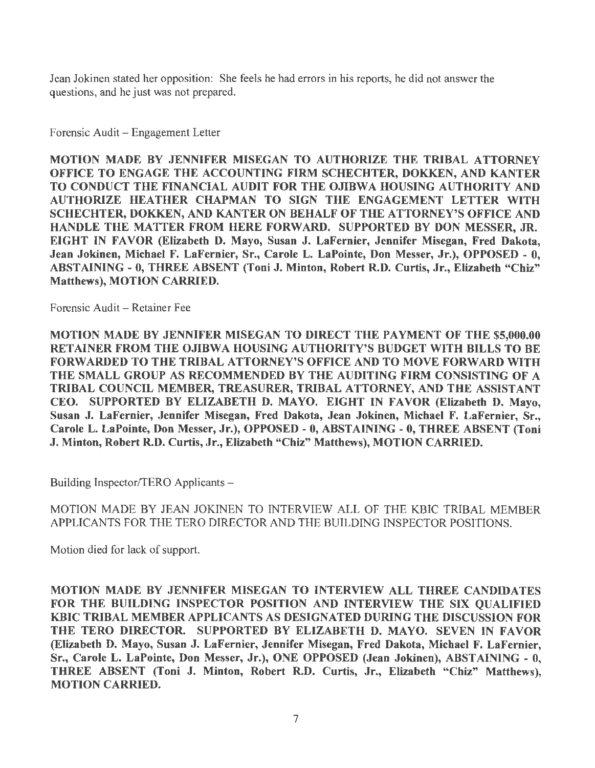Jean Jokinen stated her opposition: She feels he had errors in his reports, he did not answer the questions, and he just was not prepared.

Forensic Audit – Engagement Letter

**MOTION MADE BY JENNIFER MISEGAN TO AUTHORIZE THE TRIBAL ATTORNEY OFFICE TO ENGAGE THE ACCOUNTING FIRM SCHECHTER, DOKKEN, AND KANTER TO CONDUCT THE FINANCIAL AUDIT FOR THE OJIBWA HOUSING AUTHORITY AND AUTHORIZE HEATHER CHAPMAN TO SIGN THE ENGAGEMENT LETTER WITH SCHECHTER, DOKKEN, AND KANTER ON BEHALF OF THE ATTORNEY'S OFFICE AND HANDLE THE MATTER FROM HERE FORWARD. SUPPORTED BY DON MESSER, JR. EIGHT IN FAVOR (Elizabeth D. Mayo, Susan J. LaFernier, Jennifer Misegan, Fred Dakota, Jean Jokinen, Michael F. LaFernier, Sr., Carole L. LaPointe, Don Messer, Jr.), OPPOSED - 0, ABSTAINING - 0, THREE ABSENT (Toni J. Minton, Robert R.D. Curtis, Jr., Elizabeth "Chiz" Matthews), MOTION CARRIED.**

Forensic Audit – Retainer Fee

**MOTION MADE BY JENNIFER MISEGAN TO DIRECT THE PAYMENT OF THE $5,000.00 RETAINER FROM THE OJIBWA HOUSING AUTHORITY'S BUDGET WITH BILLS TO BE FORWARDED TO THE TRIBAL ATTORNEY'S OFFICE AND TO MOVE FORWARD WITH THE SMALL GROUP AS RECOMMENDED BY THE AUDITING FIRM CONSISTING OF A TRIBAL COUNCIL MEMBER, TREASURER, TRIBAL ATTORNEY, AND THE ASSISTANT CEO. SUPPORTED BY ELIZABETH D. MAYO. EIGHT IN FAVOR (Elizabeth D. Mayo, Susan J. LaFernier, Jennifer Misegan, Fred Dakota, Jean Jokinen, Michael F. LaFernier, Sr., Carole L. LaPointe, Don Messer, Jr.), OPPOSED - 0, ABSTAINING - 0, THREE ABSENT (Toni J. Minton, Robert R.D. Curtis, Jr., Elizabeth "Chiz" Matthews), MOTION CARRIED.**

Building Inspector/TERO Applicants –

MOTION MADE BY JEAN JOKINEN TO INTERVIEW ALL OF THE KBIC TRIBAL MEMBER APPLICANTS FOR THE TERO DIRECTOR AND THE BUILDING INSPECTOR POSITIONS.

Motion died for lack of support.

**MOTION MADE BY JENNIFER MISEGAN TO INTERVIEW ALL THREE CANDIDATES FOR THE BUILDING INSPECTOR POSITION AND INTERVIEW THE SIX QUALIFIED KBIC TRIBAL MEMBER APPLICANTS AS DESIGNATED DURING THE DISCUSSION FOR THE TERO DIRECTOR. SUPPORTED BY ELIZABETH D. MAYO. SEVEN IN FAVOR (Elizabeth D. Mayo, Susan J. LaFernier, Jennifer Misegan, Fred Dakota, Michael F. LaFernier, Sr., Carole L. LaPointe, Don Messer, Jr.), ONE OPPOSED (Jean Jokinen), ABSTAINING - 0, THREE ABSENT (Toni J. Minton, Robert R.D. Curtis, Jr., Elizabeth "Chiz" Matthews), MOTION CARRIED.**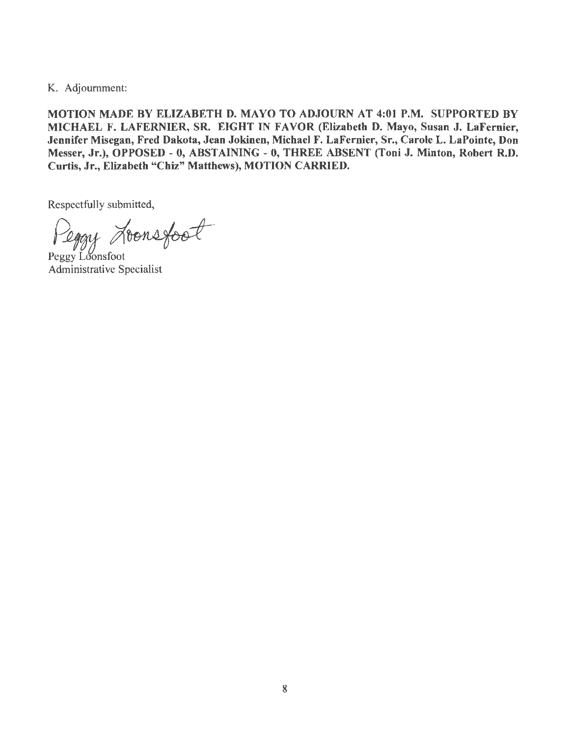K. Adjournment:

**MOTION MADE BY ELIZABETH D. MAYO TO ADJOURN AT 4:01 P.M. SUPPORTED BY MICHAEL F. LAFERNIER, SR. EIGHT IN FAVOR (Elizabeth D. Mayo, Susan J. LaFernier, Jennifer Misegan, Fred Dakota, Jean Jokinen, Michael F. LaFernier, Sr., Carole L. LaPointe, Don Messer, Jr.), OPPOSED - 0, ABSTAINING - 0, THREE ABSENT (Toni J. Minton, Robert R.D. Curtis, Jr., Elizabeth "Chiz" Matthews), MOTION CARRIED.**

Respectfully submitted,

Peggy Loonsfoot

Peggy Loonsfoot
Administrative Specialist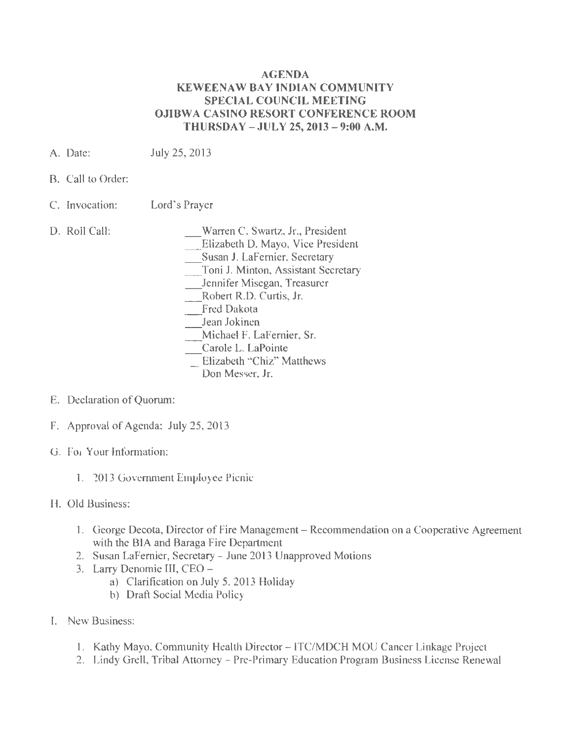# AGENDA
## KEWEENAW BAY INDIAN COMMUNITY
## SPECIAL COUNCIL MEETING
## OJIBWA CASINO RESORT CONFERENCE ROOM
## THURSDAY – JULY 25, 2013 – 9:00 A.M.

A. Date: July 25, 2013

B. Call to Order:

C. Invocation: Lord's Prayer

D. Roll Call:
- ___Warren C. Swartz, Jr., President
- ___Elizabeth D. Mayo, Vice President
- ___Susan J. LaFernier, Secretary
- ___Toni J. Minton, Assistant Secretary
- ___Jennifer Misegan, Treasurer
- ___Robert R.D. Curtis, Jr.
- ___Fred Dakota
- ___Jean Jokinen
- ___Michael F. LaFernier, Sr.
- ___Carole L. LaPointe
- _ Elizabeth "Chiz" Matthews
- Don Messer, Jr.

E. Declaration of Quorum:

F. Approval of Agenda: July 25, 2013

G. For Your Information:

1. 2013 Government Employee Picnic

H. Old Business:

1. George Decota, Director of Fire Management – Recommendation on a Cooperative Agreement with the BIA and Baraga Fire Department
2. Susan LaFernier, Secretary – June 2013 Unapproved Motions
3. Larry Denomie III, CEO –
   a) Clarification on July 5, 2013 Holiday
   b) Draft Social Media Policy

I. New Business:

1. Kathy Mayo, Community Health Director – ITC/MDCH MOU Cancer Linkage Project
2. Lindy Grell, Tribal Attorney – Pre-Primary Education Program Business License Renewal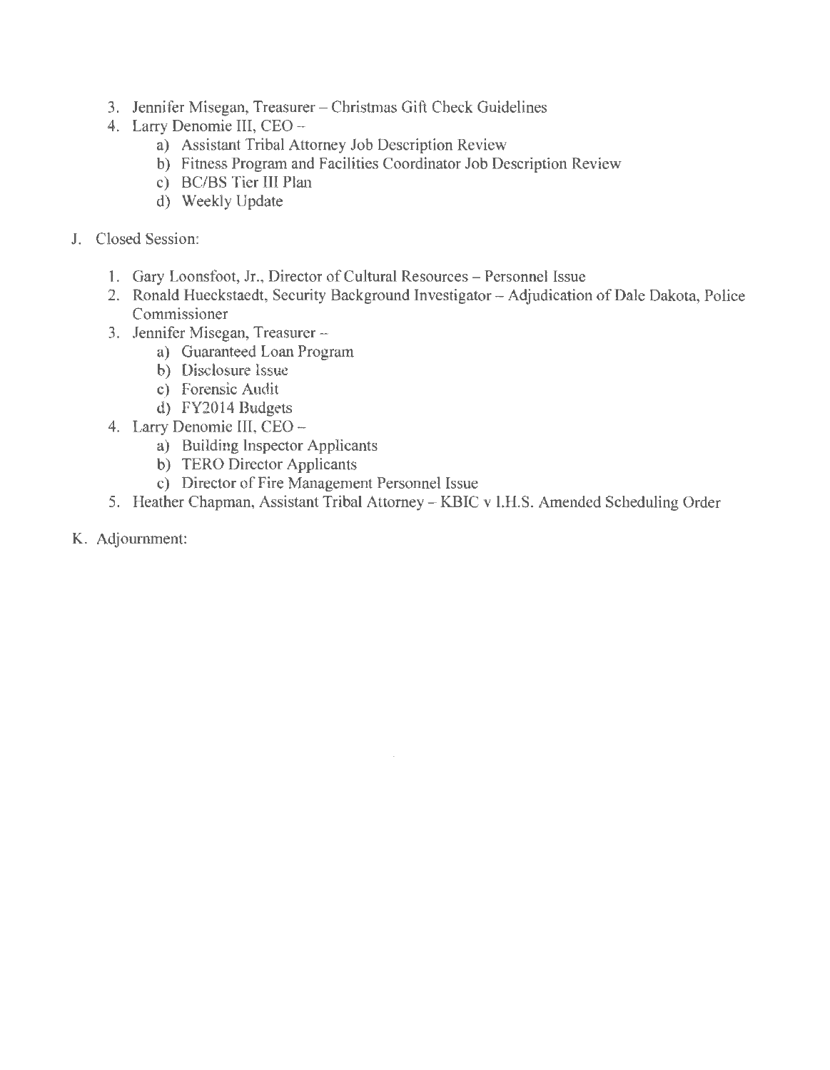3. Jennifer Misegan, Treasurer – Christmas Gift Check Guidelines
4. Larry Denomie III, CEO –
    a) Assistant Tribal Attorney Job Description Review
    b) Fitness Program and Facilities Coordinator Job Description Review
    c) BC/BS Tier III Plan
    d) Weekly Update

J. Closed Session:

1. Gary Loonsfoot, Jr., Director of Cultural Resources – Personnel Issue
2. Ronald Hueckstaedt, Security Background Investigator – Adjudication of Dale Dakota, Police Commissioner
3. Jennifer Misegan, Treasurer –
    a) Guaranteed Loan Program
    b) Disclosure Issue
    c) Forensic Audit
    d) FY2014 Budgets
4. Larry Denomie III, CEO –
    a) Building Inspector Applicants
    b) TERO Director Applicants
    c) Director of Fire Management Personnel Issue
5. Heather Chapman, Assistant Tribal Attorney – KBIC v I.H.S. Amended Scheduling Order

K. Adjournment: